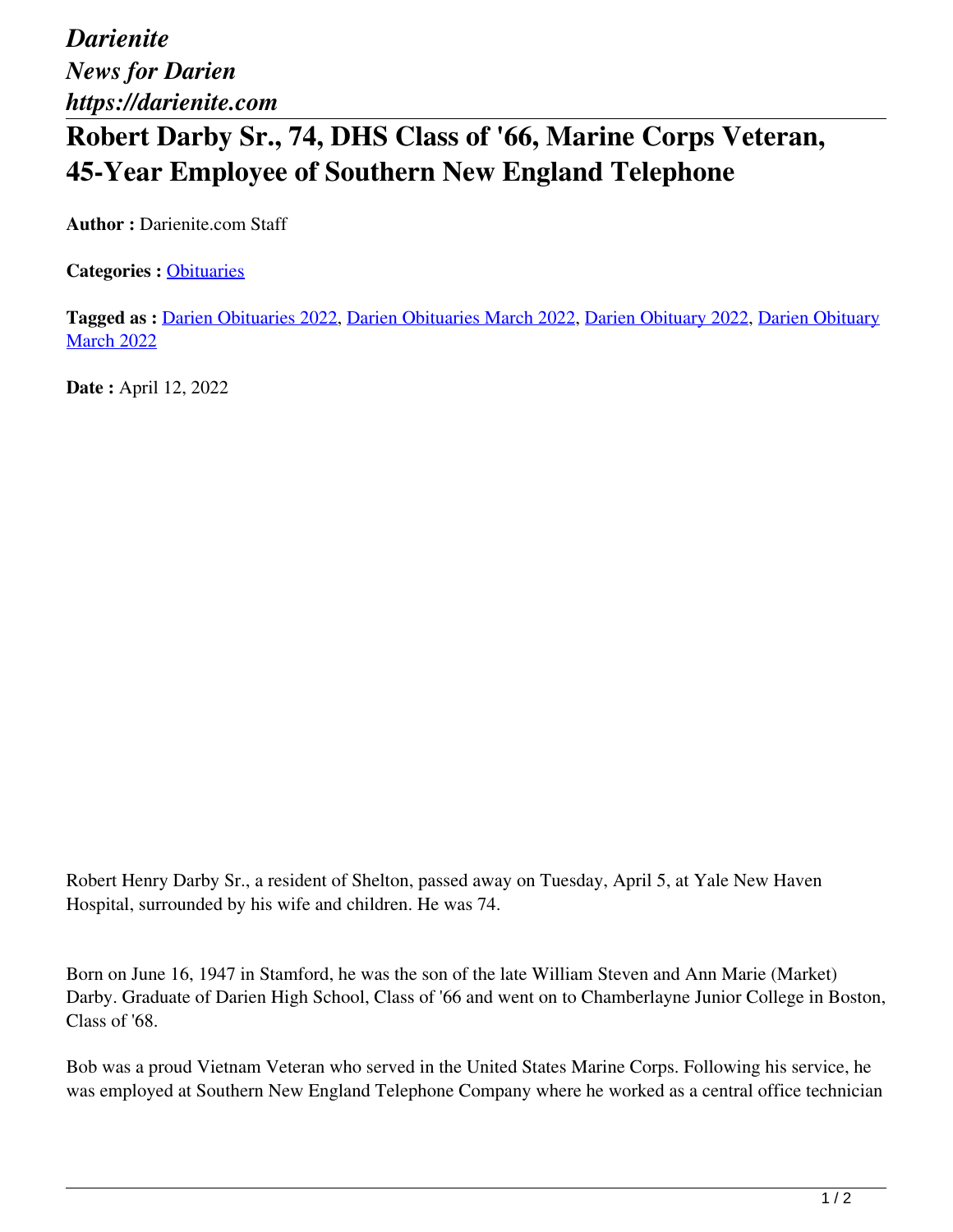*Darienite*
*News for Darien*
*https://darienite.com*

# Robert Darby Sr., 74, DHS Class of '66, Marine Corps Veteran, 45-Year Employee of Southern New England Telephone

**Author :** Darienite.com Staff

**Categories :** Obituaries

**Tagged as :** Darien Obituaries 2022, Darien Obituaries March 2022, Darien Obituary 2022, Darien Obituary March 2022

**Date :** April 12, 2022

Robert Henry Darby Sr., a resident of Shelton, passed away on Tuesday, April 5, at Yale New Haven Hospital, surrounded by his wife and children. He was 74.

Born on June 16, 1947 in Stamford, he was the son of the late William Steven and Ann Marie (Market) Darby. Graduate of Darien High School, Class of '66 and went on to Chamberlayne Junior College in Boston, Class of '68.

Bob was a proud Vietnam Veteran who served in the United States Marine Corps. Following his service, he was employed at Southern New England Telephone Company where he worked as a central office technician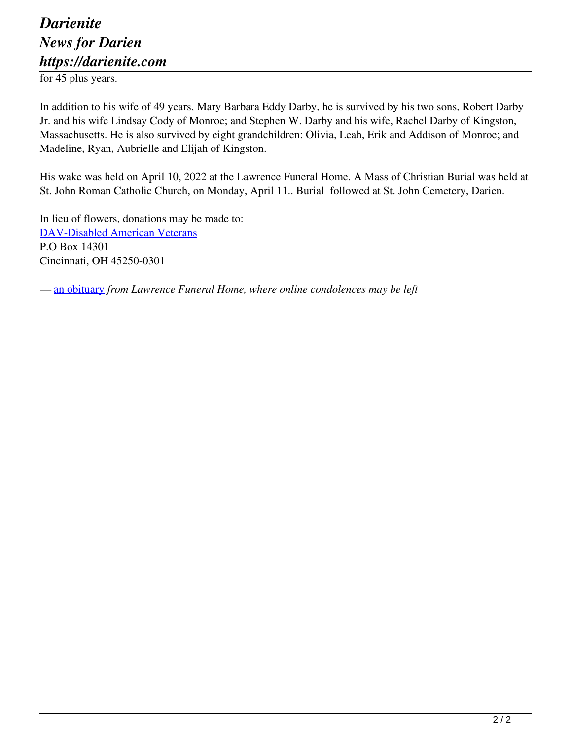for 45 plus years.

In addition to his wife of 49 years, Mary Barbara Eddy Darby, he is survived by his two sons, Robert Darby Jr. and his wife Lindsay Cody of Monroe; and Stephen W. Darby and his wife, Rachel Darby of Kingston, Massachusetts. He is also survived by eight grandchildren: Olivia, Leah, Erik and Addison of Monroe; and Madeline, Ryan, Aubrielle and Elijah of Kingston.

His wake was held on April 10, 2022 at the Lawrence Funeral Home. A Mass of Christian Burial was held at St. John Roman Catholic Church, on Monday, April 11.. Burial followed at St. John Cemetery, Darien.

In lieu of flowers, donations may be made to:
DAV-Disabled American Veterans
P.O Box 14301
Cincinnati, OH 45250-0301

— an obituary *from Lawrence Funeral Home, where online condolences may be left*